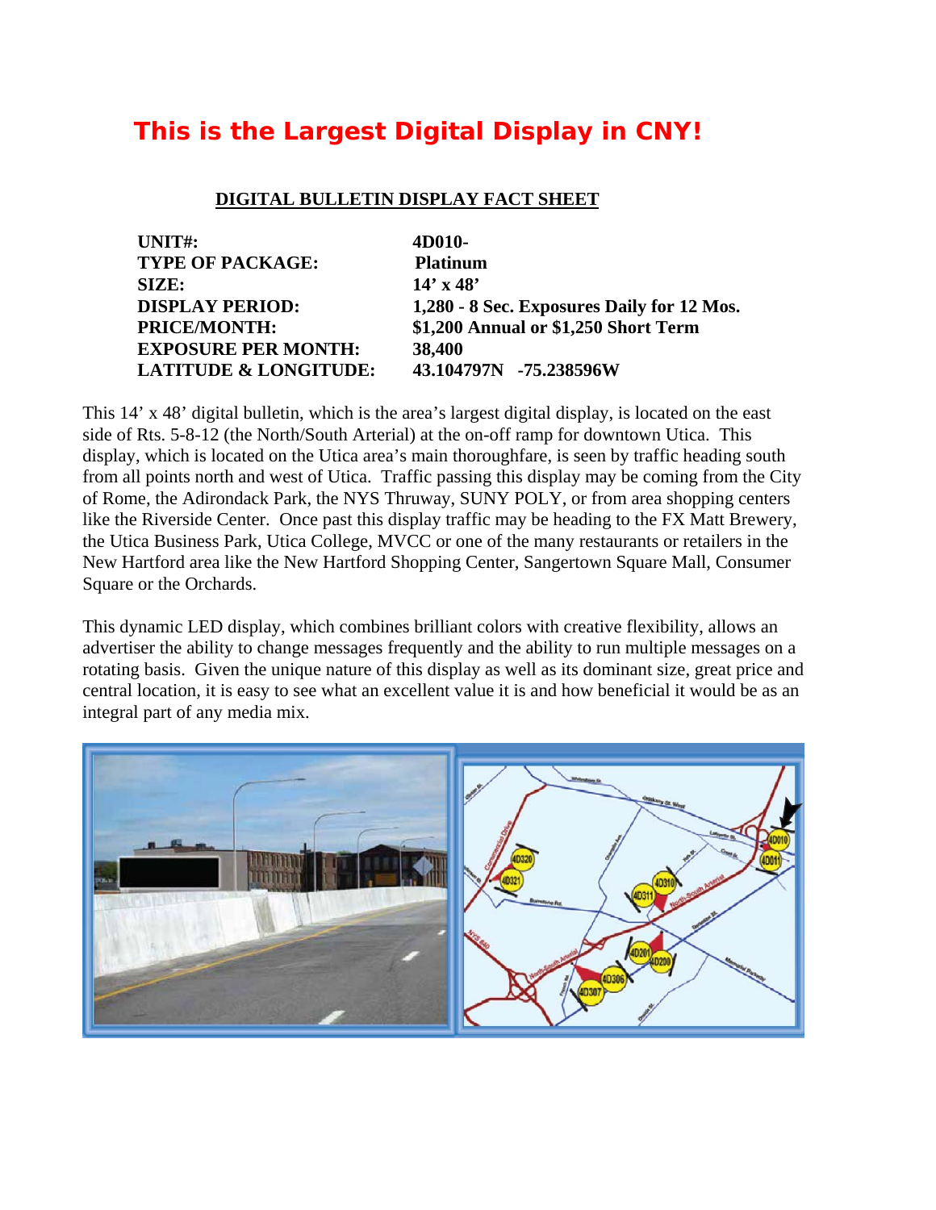# This is the Largest Digital Display in CNY!

## DIGITAL BULLETIN DISPLAY FACT SHEET

| | |
|---|---|
| **UNIT#:** | **4D010-** |
| **TYPE OF PACKAGE:** | **Platinum** |
| **SIZE:** | **14' x 48'** |
| **DISPLAY PERIOD:** | **1,280 - 8 Sec. Exposures Daily for 12 Mos.** |
| **PRICE/MONTH:** | **$1,200 Annual or $1,250 Short Term** |
| **EXPOSURE PER MONTH:** | **38,400** |
| **LATITUDE & LONGITUDE:** | **43.104797N -75.238596W** |

This 14' x 48' digital bulletin, which is the area's largest digital display, is located on the east side of Rts. 5-8-12 (the North/South Arterial) at the on-off ramp for downtown Utica. This display, which is located on the Utica area's main thoroughfare, is seen by traffic heading south from all points north and west of Utica. Traffic passing this display may be coming from the City of Rome, the Adirondack Park, the NYS Thruway, SUNY POLY, or from area shopping centers like the Riverside Center. Once past this display traffic may be heading to the FX Matt Brewery, the Utica Business Park, Utica College, MVCC or one of the many restaurants or retailers in the New Hartford area like the New Hartford Shopping Center, Sangertown Square Mall, Consumer Square or the Orchards.

This dynamic LED display, which combines brilliant colors with creative flexibility, allows an advertiser the ability to change messages frequently and the ability to run multiple messages on a rotating basis. Given the unique nature of this display as well as its dominant size, great price and central location, it is easy to see what an excellent value it is and how beneficial it would be as an integral part of any media mix.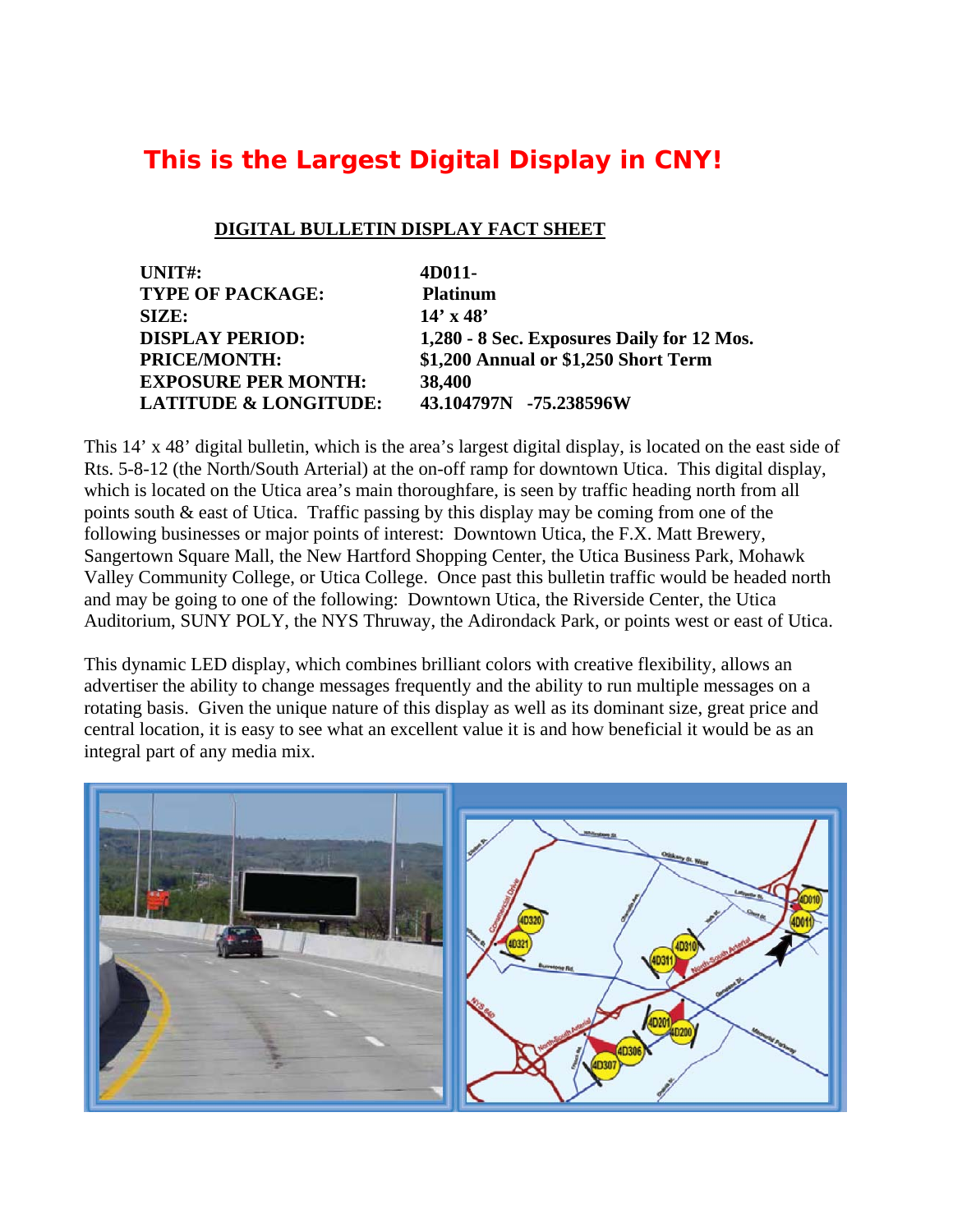# This is the Largest Digital Display in CNY!

## DIGITAL BULLETIN DISPLAY FACT SHEET

| | |
|---|---|
| **UNIT#:** | **4D011-** |
| **TYPE OF PACKAGE:** | **Platinum** |
| **SIZE:** | **14' x 48'** |
| **DISPLAY PERIOD:** | **1,280 - 8 Sec. Exposures Daily for 12 Mos.** |
| **PRICE/MONTH:** | **$1,200 Annual or $1,250 Short Term** |
| **EXPOSURE PER MONTH:** | **38,400** |
| **LATITUDE & LONGITUDE:** | **43.104797N -75.238596W** |

This 14' x 48' digital bulletin, which is the area's largest digital display, is located on the east side of Rts. 5-8-12 (the North/South Arterial) at the on-off ramp for downtown Utica. This digital display, which is located on the Utica area's main thoroughfare, is seen by traffic heading north from all points south & east of Utica. Traffic passing by this display may be coming from one of the following businesses or major points of interest: Downtown Utica, the F.X. Matt Brewery, Sangertown Square Mall, the New Hartford Shopping Center, the Utica Business Park, Mohawk Valley Community College, or Utica College. Once past this bulletin traffic would be headed north and may be going to one of the following: Downtown Utica, the Riverside Center, the Utica Auditorium, SUNY POLY, the NYS Thruway, the Adirondack Park, or points west or east of Utica.

This dynamic LED display, which combines brilliant colors with creative flexibility, allows an advertiser the ability to change messages frequently and the ability to run multiple messages on a rotating basis. Given the unique nature of this display as well as its dominant size, great price and central location, it is easy to see what an excellent value it is and how beneficial it would be as an integral part of any media mix.